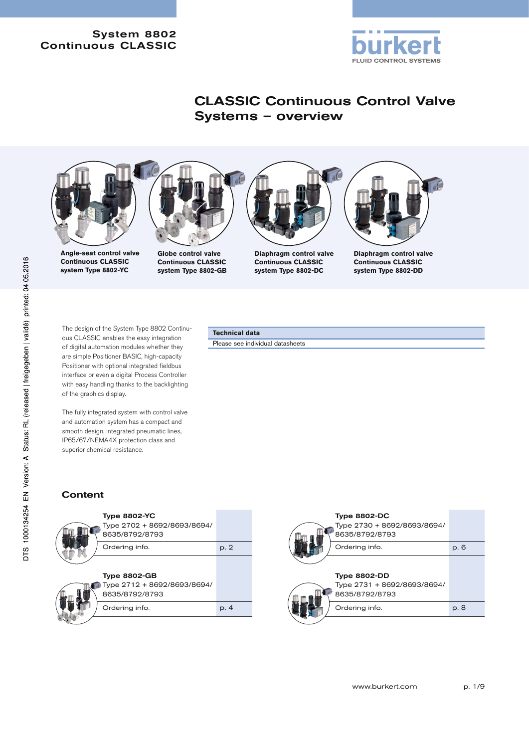System 8802
Continuous CLASSIC

# CLASSIC Continuous Control Valve Systems – overview

**Angle-seat control valve Continuous CLASSIC system Type 8802-YC**

**Globe control valve Continuous CLASSIC system Type 8802-GB**

**Diaphragm control valve Continuous CLASSIC system Type 8802-DC**

**Diaphragm control valve Continuous CLASSIC system Type 8802-DD**

The design of the System Type 8802 Continuous CLASSIC enables the easy integration of digital automation modules whether they are simple Positioner BASIC, high-capacity Positioner with optional integrated fieldbus interface or even a digital Process Controller with easy handling thanks to the backlighting of the graphics display.

The fully integrated system with control valve and automation system has a compact and smooth design, integrated pneumatic lines, IP65/67/NEMA4X protection class and superior chemical resistance.

| **Technical data** |
| --- |
| Please see individual datasheets |

## Content

| | |
| --- | --- |
| **Type 8802-YC**<br>Type 2702 + 8692/8693/8694/ 8635/8792/8793 | |
| Ordering info. | p. 2 |
| **Type 8802-GB**<br>Type 2712 + 8692/8693/8694/ 8635/8792/8793 | |
| Ordering info. | p. 4 |
| **Type 8802-DC**<br>Type 2730 + 8692/8693/8694/ 8635/8792/8793 | |
| Ordering info. | p. 6 |
| **Type 8802-DD**<br>Type 2731 + 8692/8693/8694/ 8635/8792/8793 | |
| Ordering info. | p. 8 |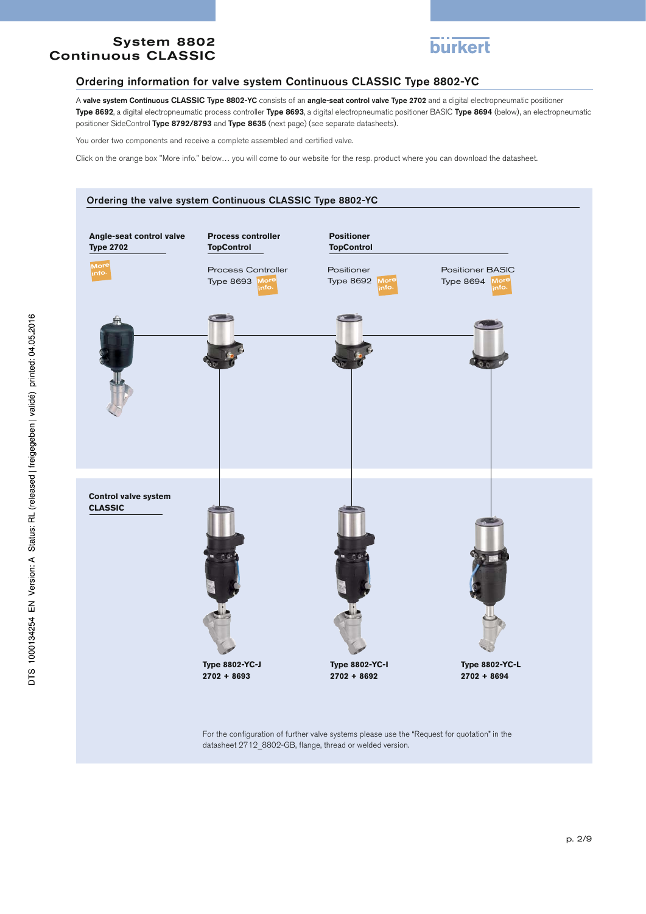## Ordering information for valve system Continuous CLASSIC Type 8802-YC

A **valve system Continuous CLASSIC Type 8802-YC** consists of an **angle-seat control valve Type 2702** and a digital electropneumatic positioner **Type 8692**, a digital electropneumatic process controller **Type 8693**, a digital electropneumatic positioner BASIC **Type 8694** (below), an electropneumatic positioner SideControl **Type 8792/8793** and **Type 8635** (next page) (see separate datasheets).

You order two components and receive a complete assembled and certified valve.

Click on the orange box "More info." below… you will come to our website for the resp. product where you can download the datasheet.

### Ordering the valve system Continuous CLASSIC Type 8802-YC

**Angle-seat control valve Type 2702** More info.

**Process controller TopControl**

Process Controller Type 8693 More info.

**Positioner TopControl**

Positioner Type 8692 More info.

Positioner BASIC Type 8694 More info.

**Control valve system CLASSIC**

| Type | Combination |
| --- | --- |
| **Type 8802-YC-J** | **2702 + 8693** |
| **Type 8802-YC-I** | **2702 + 8692** |
| **Type 8802-YC-L** | **2702 + 8694** |

For the configuration of further valve systems please use the "Request for quotation" in the datasheet 2712_8802-GB, flange, thread or welded version.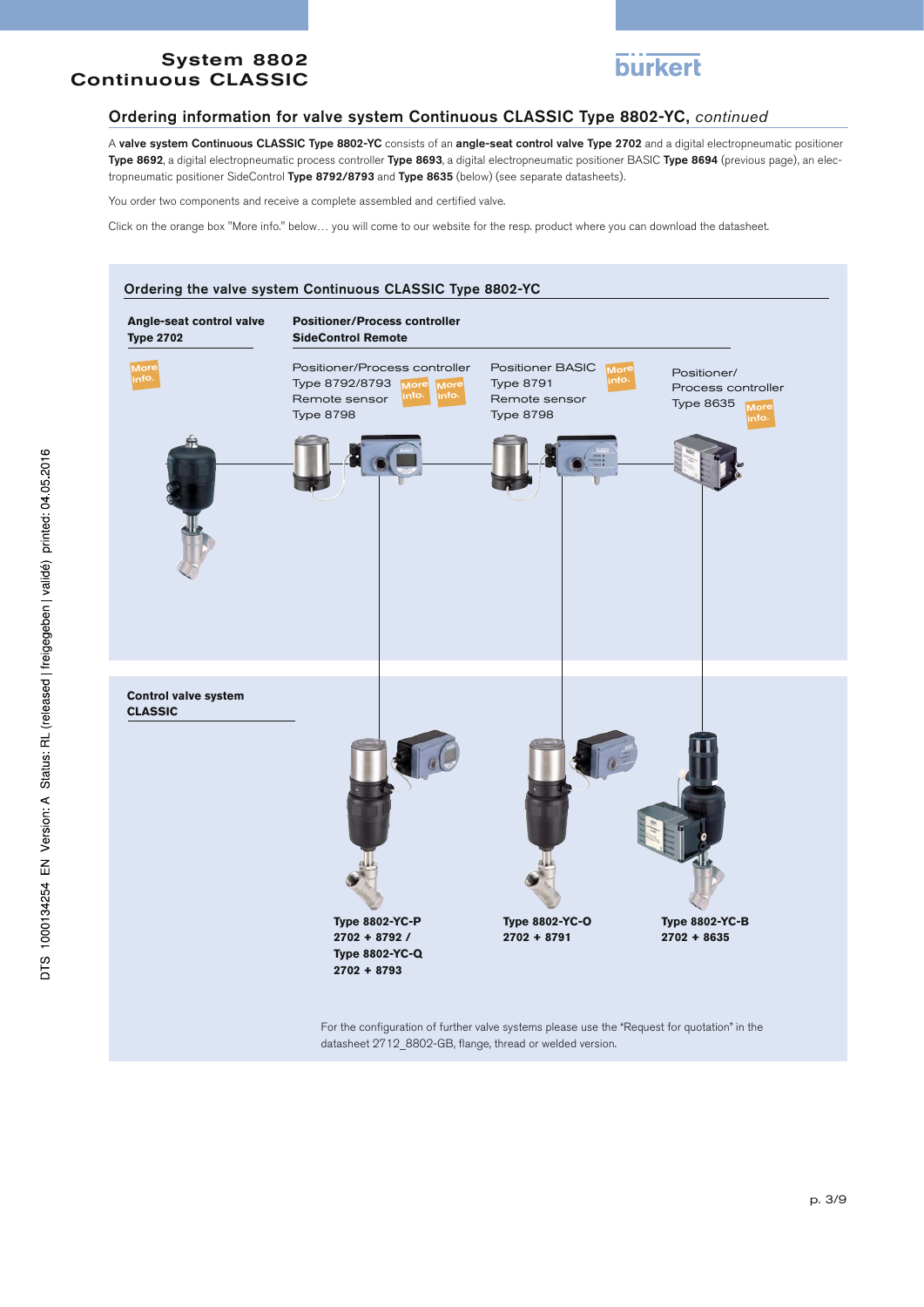## Ordering information for valve system Continuous CLASSIC Type 8802-YC, *continued*

A **valve system Continuous CLASSIC Type 8802-YC** consists of an **angle-seat control valve Type 2702** and a digital electropneumatic positioner **Type 8692**, a digital electropneumatic process controller **Type 8693**, a digital electropneumatic positioner BASIC **Type 8694** (previous page), an electropneumatic positioner SideControl **Type 8792/8793** and **Type 8635** (below) (see separate datasheets).

You order two components and receive a complete assembled and certified valve.

Click on the orange box "More info." below… you will come to our website for the resp. product where you can download the datasheet.

### Ordering the valve system Continuous CLASSIC Type 8802-YC

**Angle-seat control valve Type 2702**

More info.

**Positioner/Process controller SideControl Remote**

Positioner/Process controller Type 8792/8793 More info. Remote sensor Type 8798 More info.

Positioner BASIC Type 8791 More info. Remote sensor Type 8798

Positioner/ Process controller Type 8635 More info.

**Control valve system CLASSIC**

**Type 8802-YC-P**
**2702 + 8792 /**
**Type 8802-YC-Q**
**2702 + 8793**

**Type 8802-YC-O**
**2702 + 8791**

**Type 8802-YC-B**
**2702 + 8635**

For the configuration of further valve systems please use the "Request for quotation" in the datasheet 2712_8802-GB, flange, thread or welded version.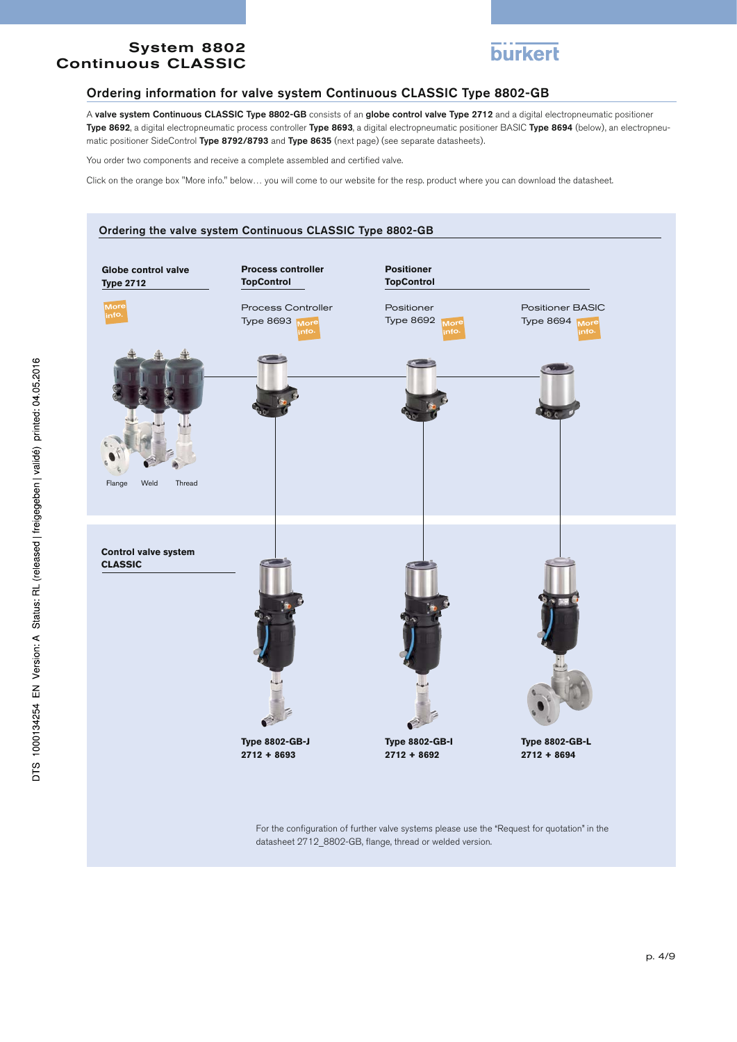## Ordering information for valve system Continuous CLASSIC Type 8802-GB

A **valve system Continuous CLASSIC Type 8802-GB** consists of an **globe control valve Type 2712** and a digital electropneumatic positioner **Type 8692**, a digital electropneumatic process controller **Type 8693**, a digital electropneumatic positioner BASIC **Type 8694** (below), an electropneumatic positioner SideControl **Type 8792/8793** and **Type 8635** (next page) (see separate datasheets).

You order two components and receive a complete assembled and certified valve.

Click on the orange box "More info." below… you will come to our website for the resp. product where you can download the datasheet.

### Ordering the valve system Continuous CLASSIC Type 8802-GB

**Globe control valve Type 2712**

More info.

Flange Weld Thread

**Process controller TopControl**

Process Controller Type 8693 More info.

**Positioner TopControl**

Positioner Type 8692 More info.

Positioner BASIC Type 8694 More info.

**Control valve system CLASSIC**

**Type 8802-GB-J**
**2712 + 8693**

**Type 8802-GB-I**
**2712 + 8692**

**Type 8802-GB-L**
**2712 + 8694**

For the configuration of further valve systems please use the "Request for quotation" in the datasheet 2712_8802-GB, flange, thread or welded version.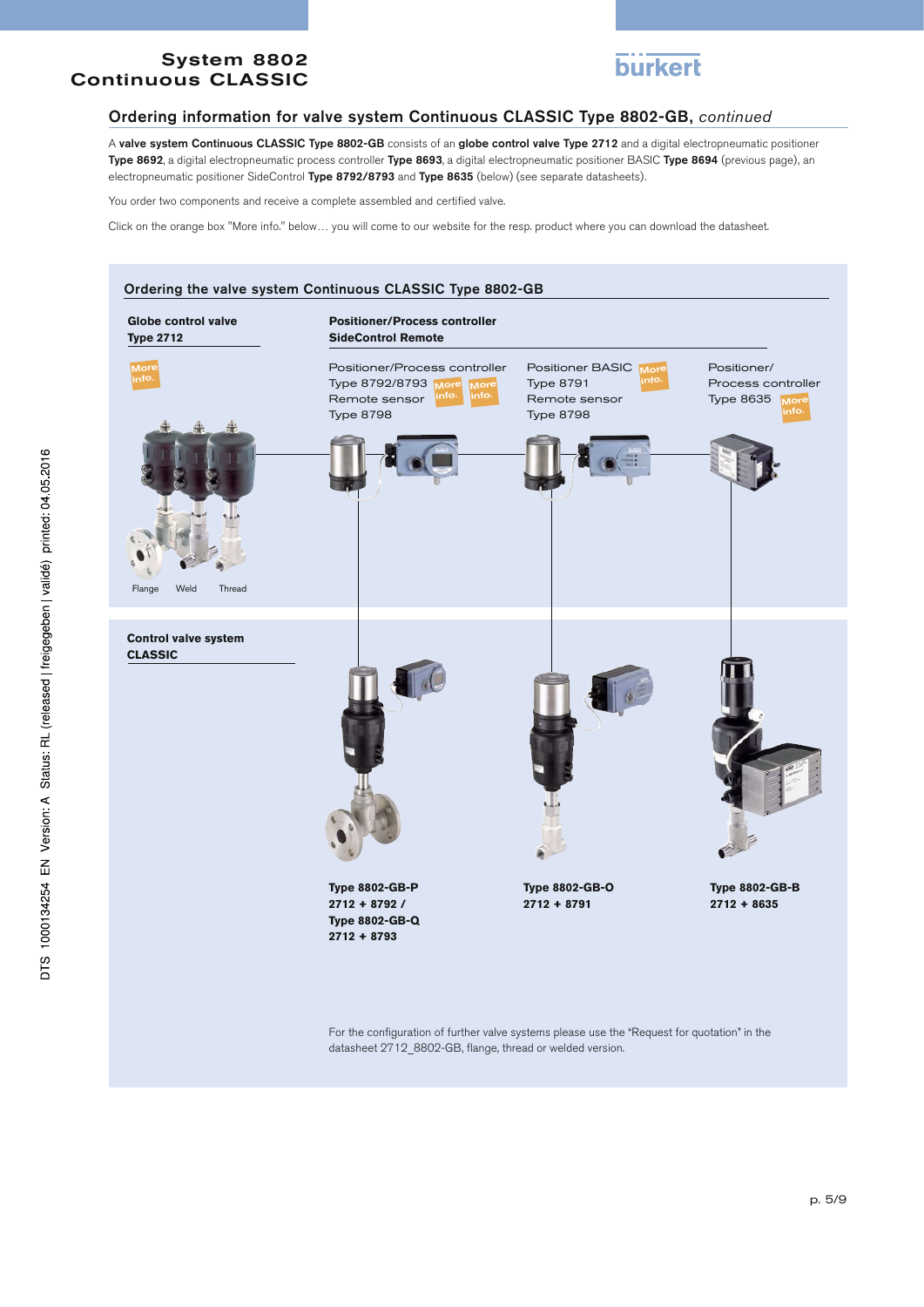## Ordering information for valve system Continuous CLASSIC Type 8802-GB, *continued*

A **valve system Continuous CLASSIC Type 8802-GB** consists of an **globe control valve Type 2712** and a digital electropneumatic positioner **Type 8692**, a digital electropneumatic process controller **Type 8693**, a digital electropneumatic positioner BASIC **Type 8694** (previous page), an electropneumatic positioner SideControl **Type 8792/8793** and **Type 8635** (below) (see separate datasheets).

You order two components and receive a complete assembled and certified valve.

Click on the orange box "More info." below… you will come to our website for the resp. product where you can download the datasheet.

### Ordering the valve system Continuous CLASSIC Type 8802-GB

**Globe control valve Type 2712**

More info.

Flange Weld Thread

**Positioner/Process controller SideControl Remote**

Positioner/Process controller Type 8792/8793 More info. Remote sensor Type 8798 More info.

Positioner BASIC Type 8791 More info. Remote sensor Type 8798

Positioner/ Process controller Type 8635 More info.

**Control valve system CLASSIC**

**Type 8802-GB-P**
**2712 + 8792 /**
**Type 8802-GB-Q**
**2712 + 8793**

**Type 8802-GB-O**
**2712 + 8791**

**Type 8802-GB-B**
**2712 + 8635**

For the configuration of further valve systems please use the "Request for quotation" in the datasheet 2712_8802-GB, flange, thread or welded version.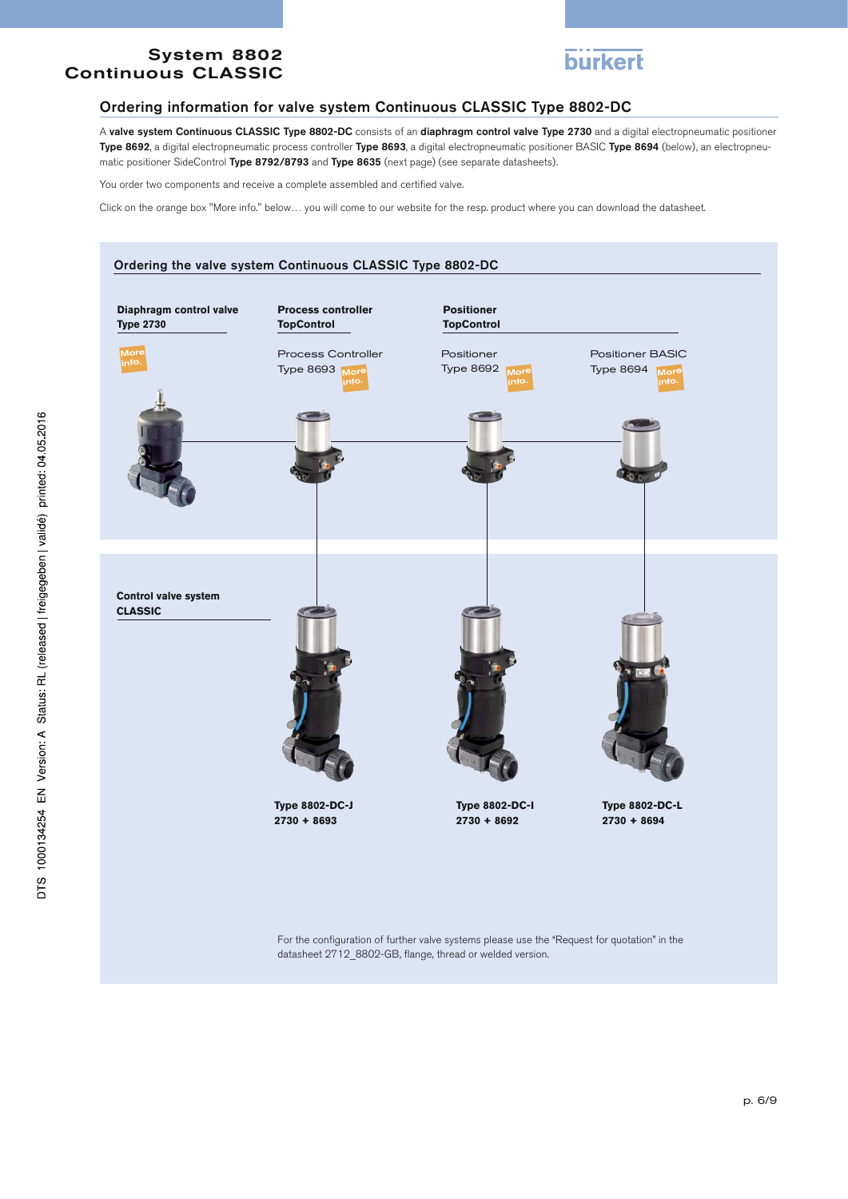## Ordering information for valve system Continuous CLASSIC Type 8802-DC

A **valve system Continuous CLASSIC Type 8802-DC** consists of an **diaphragm control valve Type 2730** and a digital electropneumatic positioner **Type 8692**, a digital electropneumatic process controller **Type 8693**, a digital electropneumatic positioner BASIC **Type 8694** (below), an electropneumatic positioner SideControl **Type 8792/8793** and **Type 8635** (next page) (see separate datasheets).

You order two components and receive a complete assembled and certified valve.

Click on the orange box "More info." below… you will come to our website for the resp. product where you can download the datasheet.

### Ordering the valve system Continuous CLASSIC Type 8802-DC

**Diaphragm control valve Type 2730**

More info.

**Process controller TopControl**

Process Controller Type 8693 — More info.

**Positioner TopControl**

Positioner Type 8692 — More info.

Positioner BASIC Type 8694 — More info.

**Control valve system CLASSIC**

| Type 8802-DC-J | Type 8802-DC-I | Type 8802-DC-L |
|---|---|---|
| 2730 + 8693 | 2730 + 8692 | 2730 + 8694 |

For the configuration of further valve systems please use the "Request for quotation" in the datasheet 2712_8802-GB, flange, thread or welded version.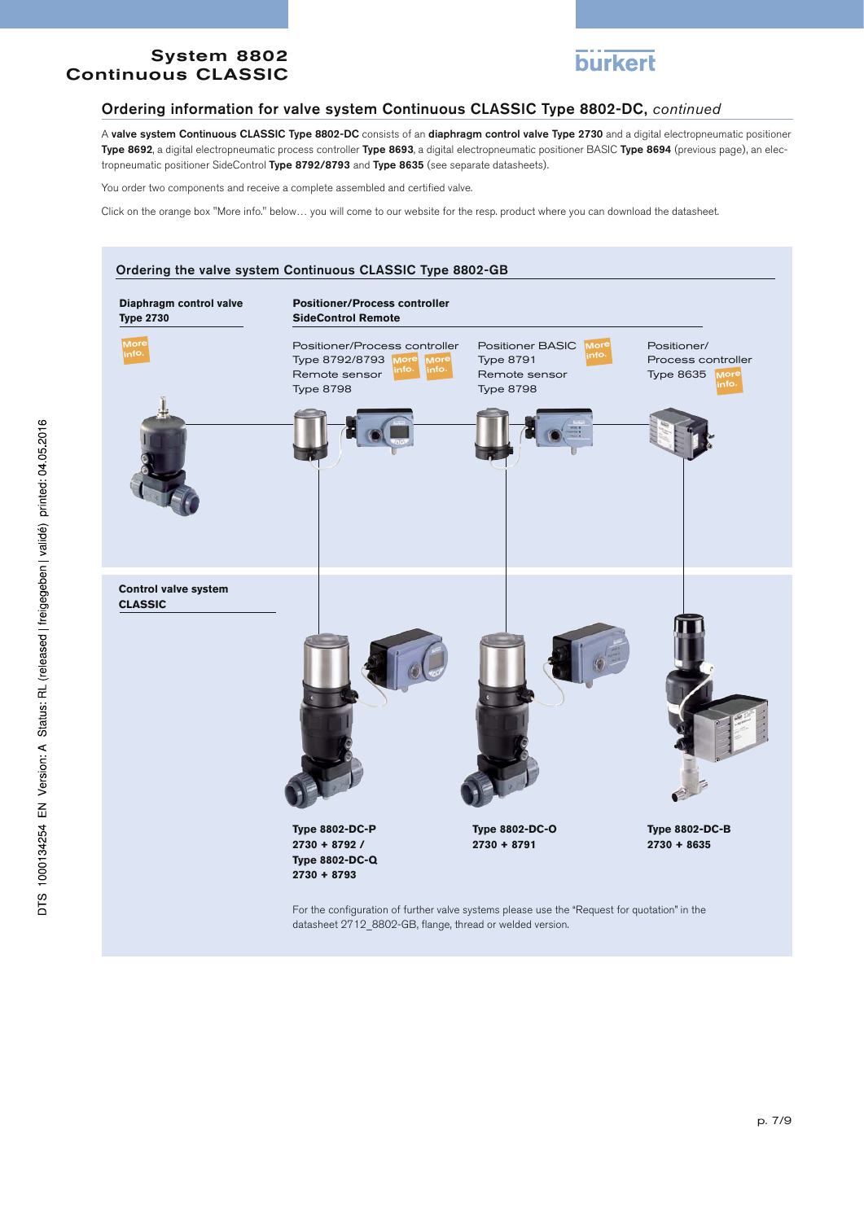## Ordering information for valve system Continuous CLASSIC Type 8802-DC, *continued*

A **valve system Continuous CLASSIC Type 8802-DC** consists of an **diaphragm control valve Type 2730** and a digital electropneumatic positioner **Type 8692**, a digital electropneumatic process controller **Type 8693**, a digital electropneumatic positioner BASIC **Type 8694** (previous page), an electropneumatic positioner SideControl **Type 8792/8793** and **Type 8635** (see separate datasheets).

You order two components and receive a complete assembled and certified valve.

Click on the orange box "More info." below… you will come to our website for the resp. product where you can download the datasheet.

### Ordering the valve system Continuous CLASSIC Type 8802-GB

**Diaphragm control valve Type 2730**

More info.

**Positioner/Process controller SideControl Remote**

Positioner/Process controller Type 8792/8793 (More info.) Remote sensor Type 8798 (More info.)

Positioner BASIC Type 8791 (More info.) Remote sensor Type 8798

Positioner/ Process controller Type 8635 (More info.)

**Control valve system CLASSIC**

**Type 8802-DC-P**
**2730 + 8792 /**
**Type 8802-DC-Q**
**2730 + 8793**

**Type 8802-DC-O**
**2730 + 8791**

**Type 8802-DC-B**
**2730 + 8635**

For the configuration of further valve systems please use the "Request for quotation" in the datasheet 2712_8802-GB, flange, thread or welded version.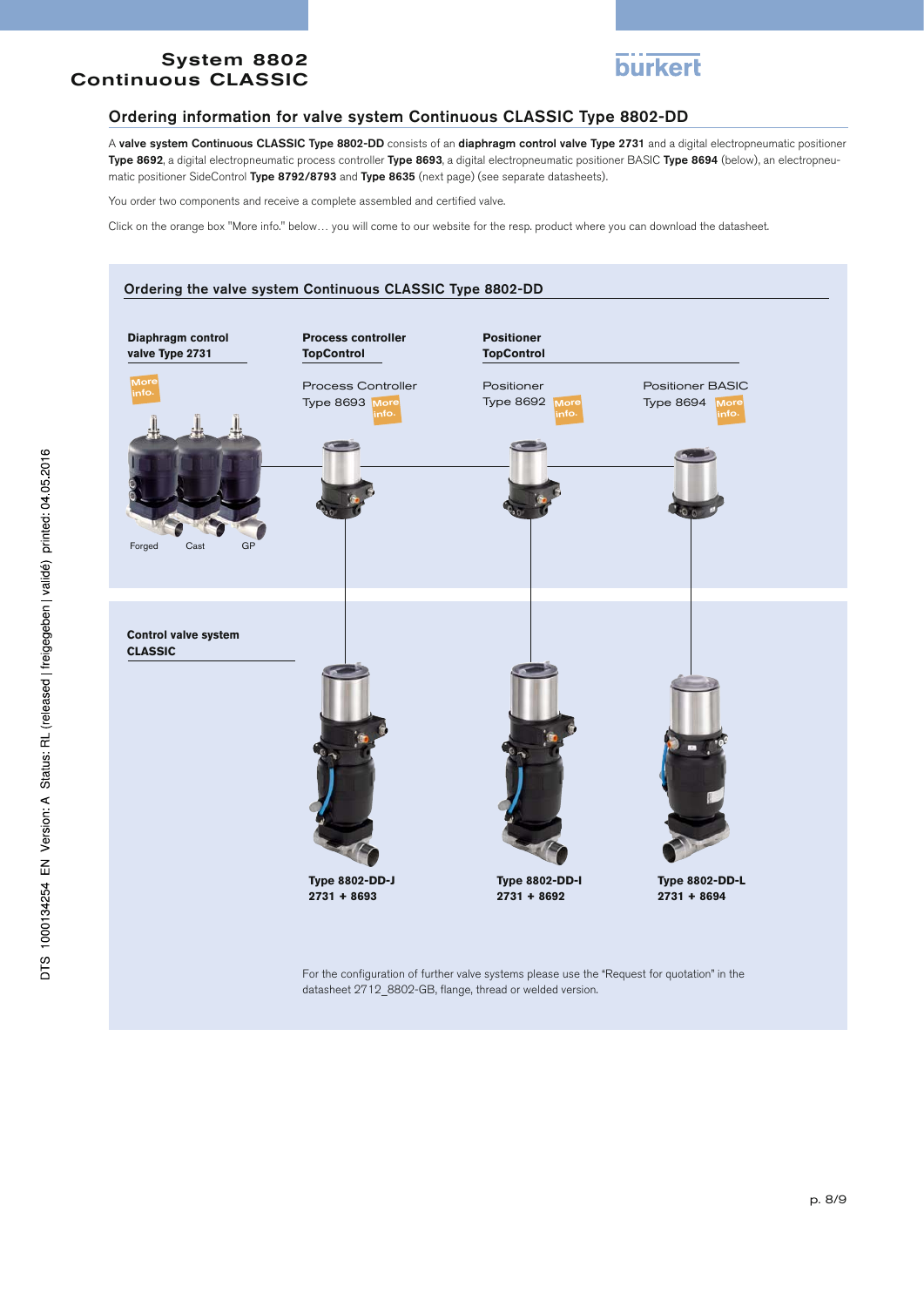## Ordering information for valve system Continuous CLASSIC Type 8802-DD

A **valve system Continuous CLASSIC Type 8802-DD** consists of an **diaphragm control valve Type 2731** and a digital electropneumatic positioner **Type 8692**, a digital electropneumatic process controller **Type 8693**, a digital electropneumatic positioner BASIC **Type 8694** (below), an electropneumatic positioner SideControl **Type 8792/8793** and **Type 8635** (next page) (see separate datasheets).

You order two components and receive a complete assembled and certified valve.

Click on the orange box "More info." below… you will come to our website for the resp. product where you can download the datasheet.

### Ordering the valve system Continuous CLASSIC Type 8802-DD

**Diaphragm control valve Type 2731**

More info.

Forged | Cast | GP

**Process controller TopControl**

Process Controller Type 8693 More info.

**Positioner TopControl**

Positioner Type 8692 More info.

Positioner BASIC Type 8694 More info.

**Control valve system CLASSIC**

**Type 8802-DD-J**
**2731 + 8693**

**Type 8802-DD-I**
**2731 + 8692**

**Type 8802-DD-L**
**2731 + 8694**

For the configuration of further valve systems please use the "Request for quotation" in the datasheet 2712_8802-GB, flange, thread or welded version.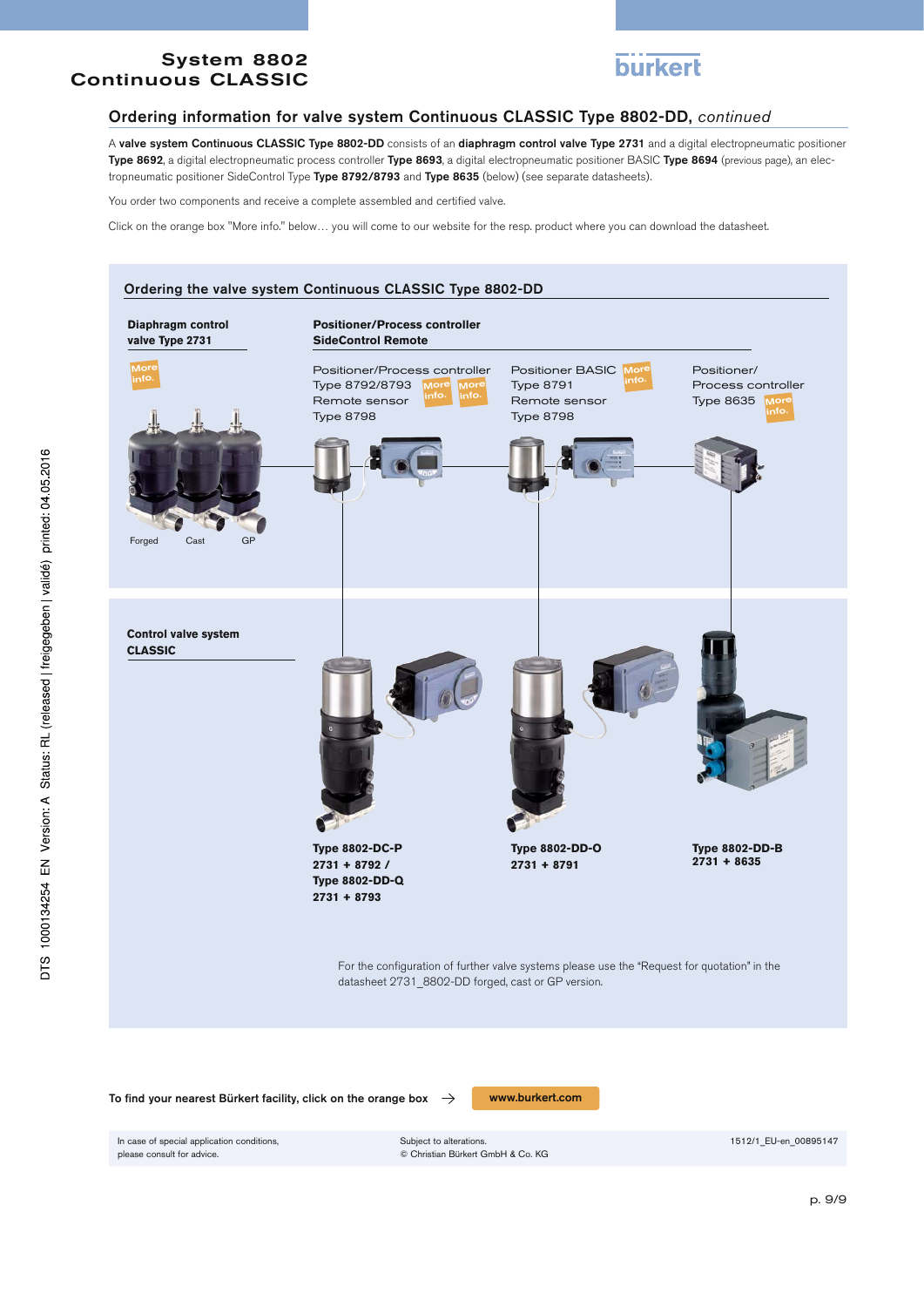## Ordering information for valve system Continuous CLASSIC Type 8802-DD, *continued*

A **valve system Continuous CLASSIC Type 8802-DD** consists of an **diaphragm control valve Type 2731** and a digital electropneumatic positioner **Type 8692**, a digital electropneumatic process controller **Type 8693**, a digital electropneumatic positioner BASIC **Type 8694** (previous page), an electropneumatic positioner SideControl Type **Type 8792/8793** and **Type 8635** (below) (see separate datasheets).

You order two components and receive a complete assembled and certified valve.

Click on the orange box "More info." below… you will come to our website for the resp. product where you can download the datasheet.

### Ordering the valve system Continuous CLASSIC Type 8802-DD

**Diaphragm control valve Type 2731**

More info.

Forged

Cast

GP

**Positioner/Process controller SideControl Remote**

Positioner/Process controller Type 8792/8793 Remote sensor Type 8798

More info. More info.

Positioner BASIC Type 8791 Remote sensor Type 8798

More info.

Positioner/ Process controller Type 8635

More info.

**Control valve system CLASSIC**

**Type 8802-DC-P**
**2731 + 8792 /**
**Type 8802-DD-Q**
**2731 + 8793**

**Type 8802-DD-O**
**2731 + 8791**

**Type 8802-DD-B**
**2731 + 8635**

For the configuration of further valve systems please use the "Request for quotation" in the datasheet 2731_8802-DD forged, cast or GP version.

**To find your nearest Bürkert facility, click on the orange box** → **www.burkert.com**

In case of special application conditions, please consult for advice.

Subject to alterations.
© Christian Bürkert GmbH & Co. KG

1512/1_EU-en_00895147